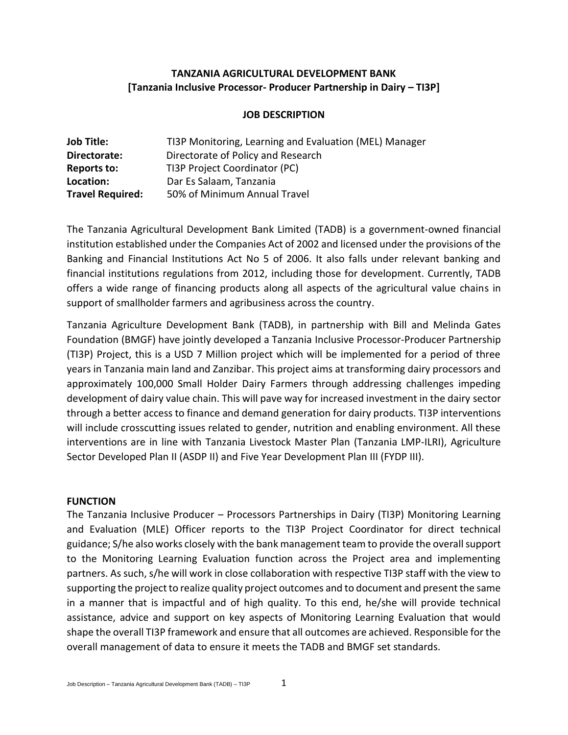**TANZANIA AGRICULTURAL DEVELOPMENT BANK**
**[Tanzania Inclusive Processor- Producer Partnership in Dairy – TI3P]**

**JOB DESCRIPTION**

| | |
|---|---|
| **Job Title:** | TI3P Monitoring, Learning and Evaluation (MEL) Manager |
| **Directorate:** | Directorate of Policy and Research |
| **Reports to:** | TI3P Project Coordinator (PC) |
| **Location:** | Dar Es Salaam, Tanzania |
| **Travel Required:** | 50% of Minimum Annual Travel |

The Tanzania Agricultural Development Bank Limited (TADB) is a government-owned financial institution established under the Companies Act of 2002 and licensed under the provisions of the Banking and Financial Institutions Act No 5 of 2006. It also falls under relevant banking and financial institutions regulations from 2012, including those for development. Currently, TADB offers a wide range of financing products along all aspects of the agricultural value chains in support of smallholder farmers and agribusiness across the country.

Tanzania Agriculture Development Bank (TADB), in partnership with Bill and Melinda Gates Foundation (BMGF) have jointly developed a Tanzania Inclusive Processor-Producer Partnership (TI3P) Project, this is a USD 7 Million project which will be implemented for a period of three years in Tanzania main land and Zanzibar. This project aims at transforming dairy processors and approximately 100,000 Small Holder Dairy Farmers through addressing challenges impeding development of dairy value chain. This will pave way for increased investment in the dairy sector through a better access to finance and demand generation for dairy products. TI3P interventions will include crosscutting issues related to gender, nutrition and enabling environment. All these interventions are in line with Tanzania Livestock Master Plan (Tanzania LMP-ILRI), Agriculture Sector Developed Plan II (ASDP II) and Five Year Development Plan III (FYDP III).

**FUNCTION**

The Tanzania Inclusive Producer – Processors Partnerships in Dairy (TI3P) Monitoring Learning and Evaluation (MLE) Officer reports to the TI3P Project Coordinator for direct technical guidance; S/he also works closely with the bank management team to provide the overall support to the Monitoring Learning Evaluation function across the Project area and implementing partners. As such, s/he will work in close collaboration with respective TI3P staff with the view to supporting the project to realize quality project outcomes and to document and present the same in a manner that is impactful and of high quality. To this end, he/she will provide technical assistance, advice and support on key aspects of Monitoring Learning Evaluation that would shape the overall TI3P framework and ensure that all outcomes are achieved. Responsible for the overall management of data to ensure it meets the TADB and BMGF set standards.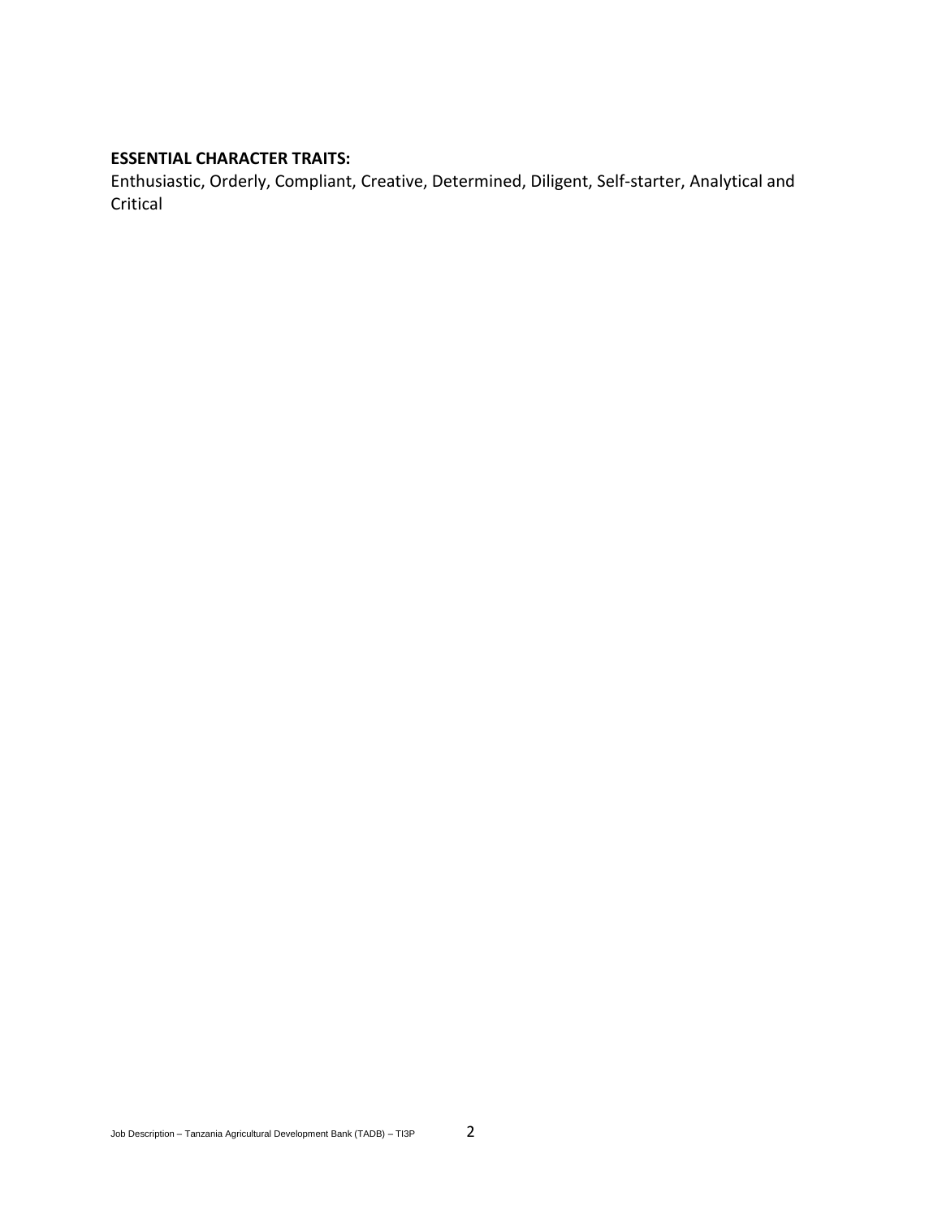**ESSENTIAL CHARACTER TRAITS:**

Enthusiastic, Orderly, Compliant, Creative, Determined, Diligent, Self-starter, Analytical and Critical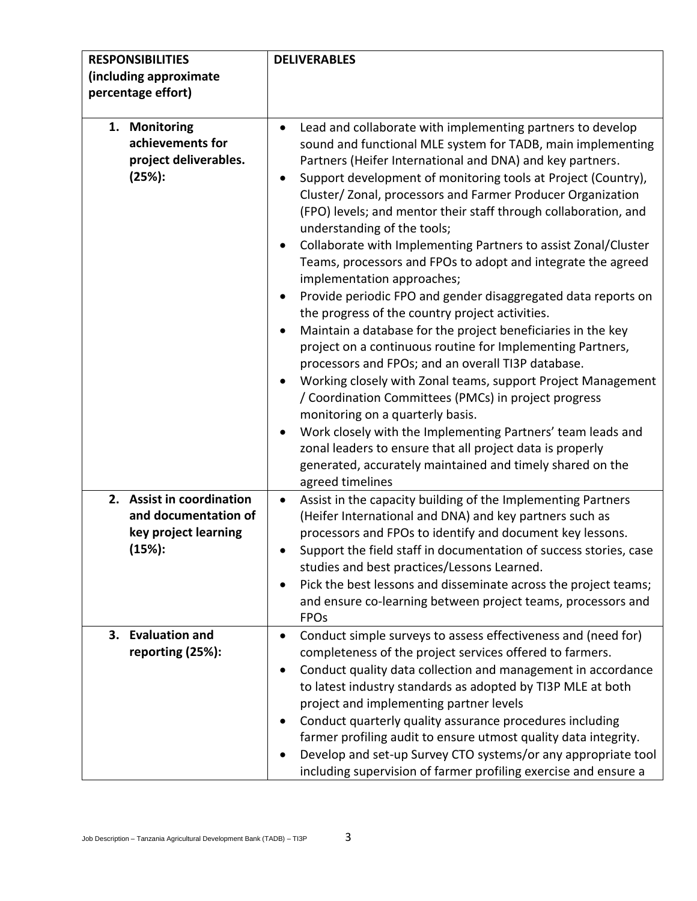| **RESPONSIBILITIES (including approximate percentage effort)** | **DELIVERABLES** |
|---|---|
| **1. Monitoring achievements for project deliverables. (25%):** | • Lead and collaborate with implementing partners to develop sound and functional MLE system for TADB, main implementing Partners (Heifer International and DNA) and key partners.<br>• Support development of monitoring tools at Project (Country), Cluster/ Zonal, processors and Farmer Producer Organization (FPO) levels; and mentor their staff through collaboration, and understanding of the tools;<br>• Collaborate with Implementing Partners to assist Zonal/Cluster Teams, processors and FPOs to adopt and integrate the agreed implementation approaches;<br>• Provide periodic FPO and gender disaggregated data reports on the progress of the country project activities.<br>• Maintain a database for the project beneficiaries in the key project on a continuous routine for Implementing Partners, processors and FPOs; and an overall TI3P database.<br>• Working closely with Zonal teams, support Project Management / Coordination Committees (PMCs) in project progress monitoring on a quarterly basis.<br>• Work closely with the Implementing Partners' team leads and zonal leaders to ensure that all project data is properly generated, accurately maintained and timely shared on the agreed timelines |
| **2. Assist in coordination and documentation of key project learning (15%):** | • Assist in the capacity building of the Implementing Partners (Heifer International and DNA) and key partners such as processors and FPOs to identify and document key lessons.<br>• Support the field staff in documentation of success stories, case studies and best practices/Lessons Learned.<br>• Pick the best lessons and disseminate across the project teams; and ensure co-learning between project teams, processors and FPOs |
| **3. Evaluation and reporting (25%):** | • Conduct simple surveys to assess effectiveness and (need for) completeness of the project services offered to farmers.<br>• Conduct quality data collection and management in accordance to latest industry standards as adopted by TI3P MLE at both project and implementing partner levels<br>• Conduct quarterly quality assurance procedures including farmer profiling audit to ensure utmost quality data integrity.<br>• Develop and set-up Survey CTO systems/or any appropriate tool including supervision of farmer profiling exercise and ensure a |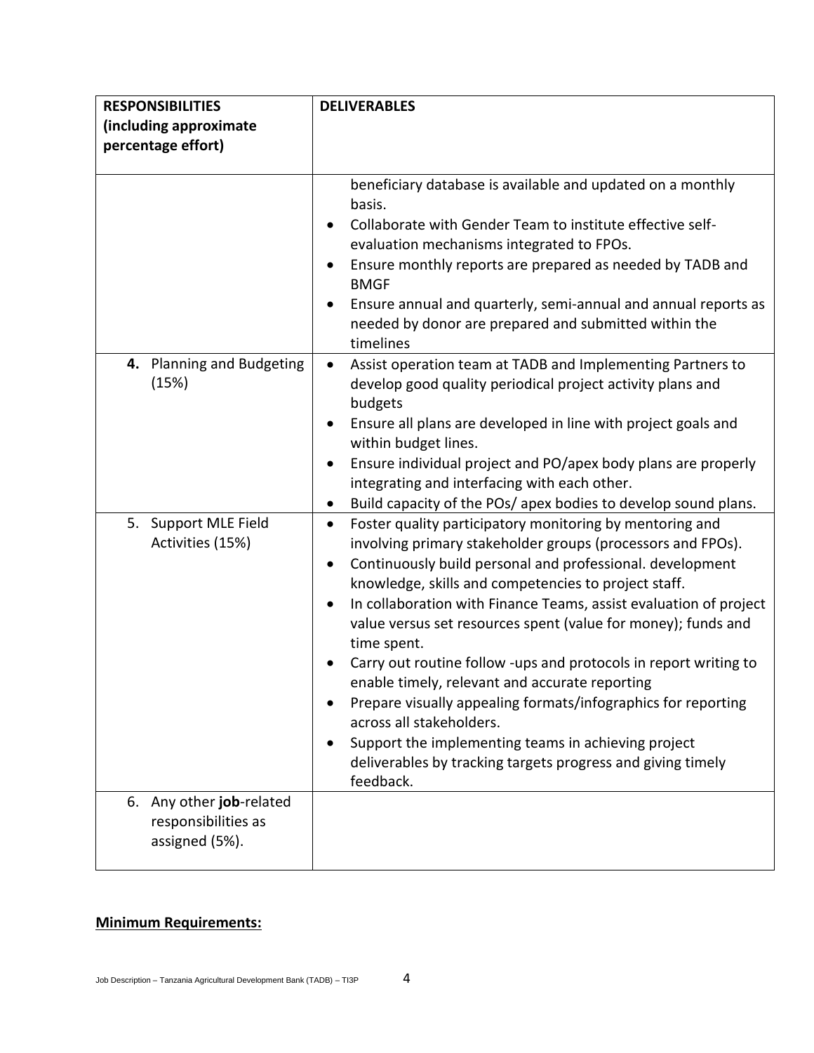| RESPONSIBILITIES (including approximate percentage effort) | DELIVERABLES |
|---|---|
| | beneficiary database is available and updated on a monthly basis.<br>• Collaborate with Gender Team to institute effective self-evaluation mechanisms integrated to FPOs.<br>• Ensure monthly reports are prepared as needed by TADB and BMGF<br>• Ensure annual and quarterly, semi-annual and annual reports as needed by donor are prepared and submitted within the timelines |
| **4.** Planning and Budgeting (15%) | • Assist operation team at TADB and Implementing Partners to develop good quality periodical project activity plans and budgets<br>• Ensure all plans are developed in line with project goals and within budget lines.<br>• Ensure individual project and PO/apex body plans are properly integrating and interfacing with each other.<br>• Build capacity of the POs/ apex bodies to develop sound plans. |
| 5. Support MLE Field Activities (15%) | • Foster quality participatory monitoring by mentoring and involving primary stakeholder groups (processors and FPOs).<br>• Continuously build personal and professional. development knowledge, skills and competencies to project staff.<br>• In collaboration with Finance Teams, assist evaluation of project value versus set resources spent (value for money); funds and time spent.<br>• Carry out routine follow -ups and protocols in report writing to enable timely, relevant and accurate reporting<br>• Prepare visually appealing formats/infographics for reporting across all stakeholders.<br>• Support the implementing teams in achieving project deliverables by tracking targets progress and giving timely feedback. |
| 6. Any other **job**-related responsibilities as assigned (5%). | |

## **Minimum Requirements:**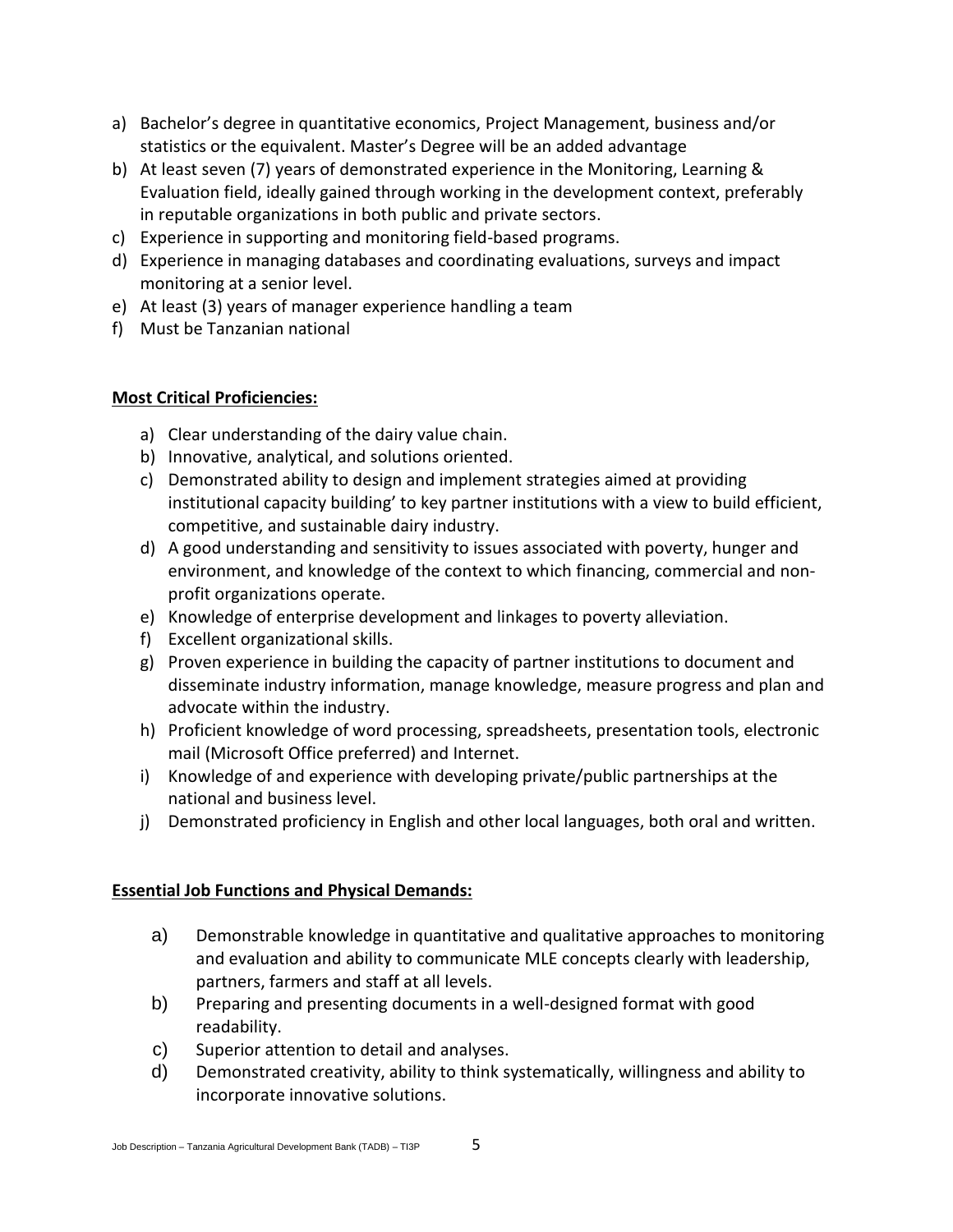a) Bachelor's degree in quantitative economics, Project Management, business and/or statistics or the equivalent. Master's Degree will be an added advantage
b) At least seven (7) years of demonstrated experience in the Monitoring, Learning & Evaluation field, ideally gained through working in the development context, preferably in reputable organizations in both public and private sectors.
c) Experience in supporting and monitoring field-based programs.
d) Experience in managing databases and coordinating evaluations, surveys and impact monitoring at a senior level.
e) At least (3) years of manager experience handling a team
f) Must be Tanzanian national

**Most Critical Proficiencies:**

a) Clear understanding of the dairy value chain.
b) Innovative, analytical, and solutions oriented.
c) Demonstrated ability to design and implement strategies aimed at providing institutional capacity building' to key partner institutions with a view to build efficient, competitive, and sustainable dairy industry.
d) A good understanding and sensitivity to issues associated with poverty, hunger and environment, and knowledge of the context to which financing, commercial and non-profit organizations operate.
e) Knowledge of enterprise development and linkages to poverty alleviation.
f) Excellent organizational skills.
g) Proven experience in building the capacity of partner institutions to document and disseminate industry information, manage knowledge, measure progress and plan and advocate within the industry.
h) Proficient knowledge of word processing, spreadsheets, presentation tools, electronic mail (Microsoft Office preferred) and Internet.
i) Knowledge of and experience with developing private/public partnerships at the national and business level.
j) Demonstrated proficiency in English and other local languages, both oral and written.

**Essential Job Functions and Physical Demands:**

a) Demonstrable knowledge in quantitative and qualitative approaches to monitoring and evaluation and ability to communicate MLE concepts clearly with leadership, partners, farmers and staff at all levels.
b) Preparing and presenting documents in a well-designed format with good readability.
c) Superior attention to detail and analyses.
d) Demonstrated creativity, ability to think systematically, willingness and ability to incorporate innovative solutions.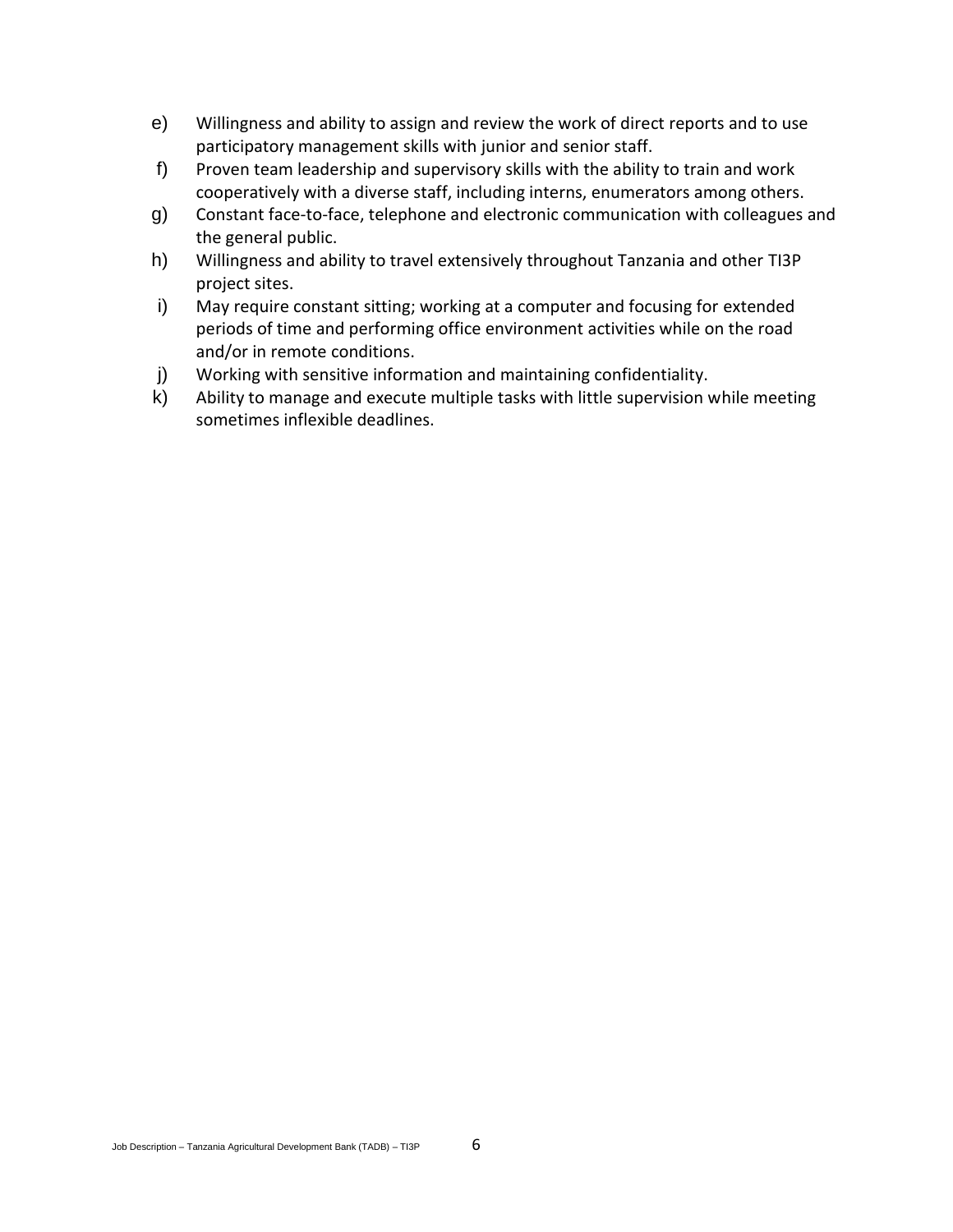e) Willingness and ability to assign and review the work of direct reports and to use participatory management skills with junior and senior staff.

f) Proven team leadership and supervisory skills with the ability to train and work cooperatively with a diverse staff, including interns, enumerators among others.

g) Constant face-to-face, telephone and electronic communication with colleagues and the general public.

h) Willingness and ability to travel extensively throughout Tanzania and other TI3P project sites.

i) May require constant sitting; working at a computer and focusing for extended periods of time and performing office environment activities while on the road and/or in remote conditions.

j) Working with sensitive information and maintaining confidentiality.

k) Ability to manage and execute multiple tasks with little supervision while meeting sometimes inflexible deadlines.